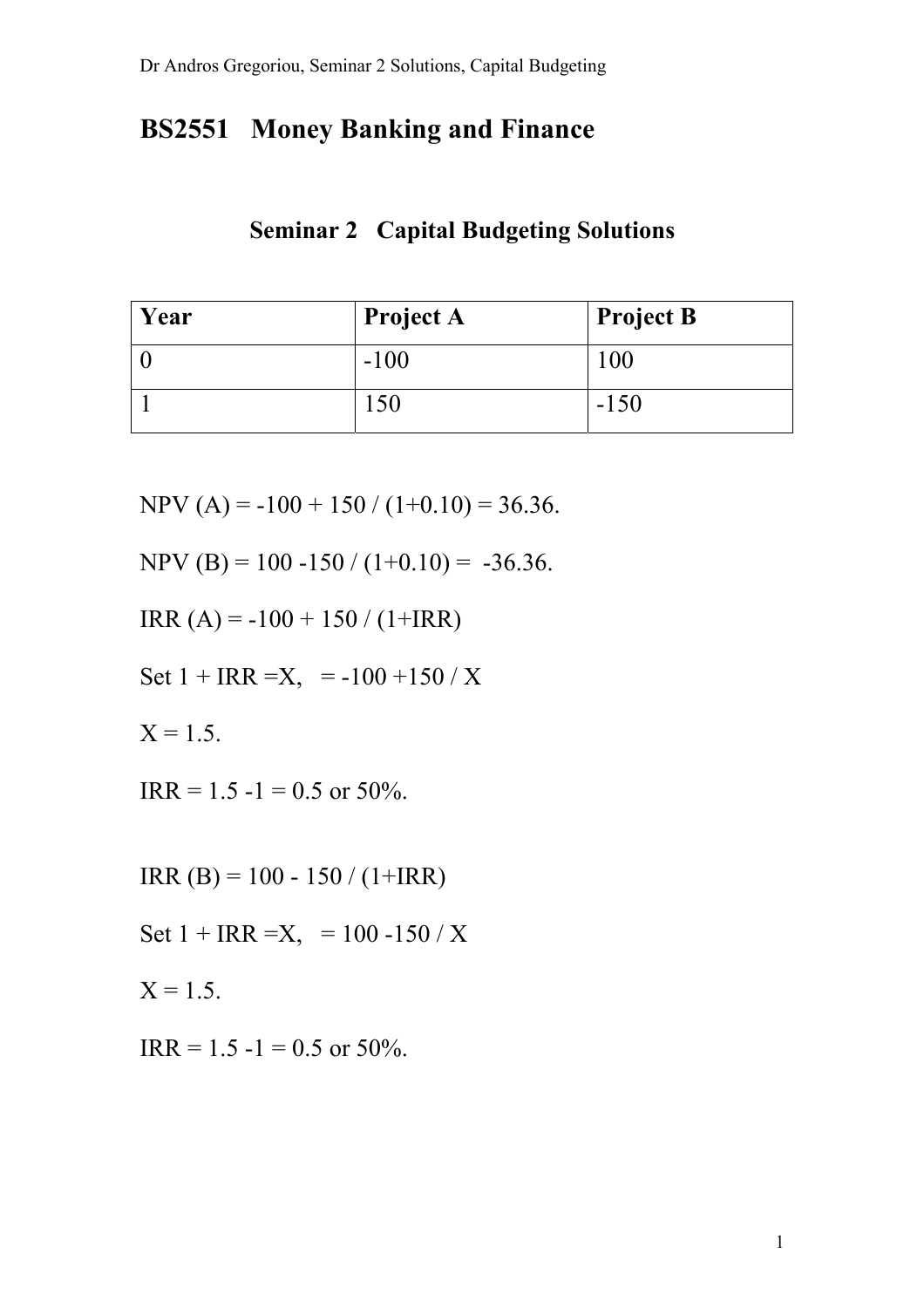# BS2551 Money Banking and Finance

## Seminar 2 Capital Budgeting Solutions

| Year | Project A | Project B |
| --- | --- | --- |
| 0 | -100 | 100 |
| 1 | 150 | -150 |

NPV (A) = -100 + 150 / (1+0.10) = 36.36.

NPV (B) = 100 -150 / (1+0.10) = -36.36.

IRR (A) = -100 + 150 / (1+IRR)

Set 1 + IRR =X, = -100 +150 / X

X = 1.5.

IRR = 1.5 -1 = 0.5 or 50%.

IRR (B) = 100 - 150 / (1+IRR)

Set 1 + IRR =X, = 100 -150 / X

X = 1.5.

IRR = 1.5 -1 = 0.5 or 50%.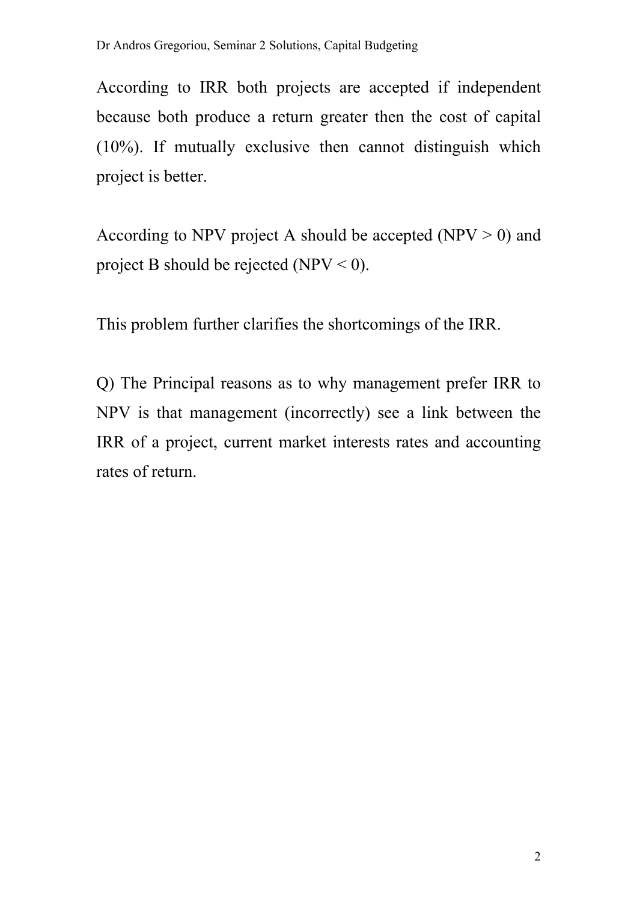According to IRR both projects are accepted if independent because both produce a return greater then the cost of capital (10%). If mutually exclusive then cannot distinguish which project is better.

According to NPV project A should be accepted (NPV > 0) and project B should be rejected (NPV < 0).

This problem further clarifies the shortcomings of the IRR.

Q) The Principal reasons as to why management prefer IRR to NPV is that management (incorrectly) see a link between the IRR of a project, current market interests rates and accounting rates of return.